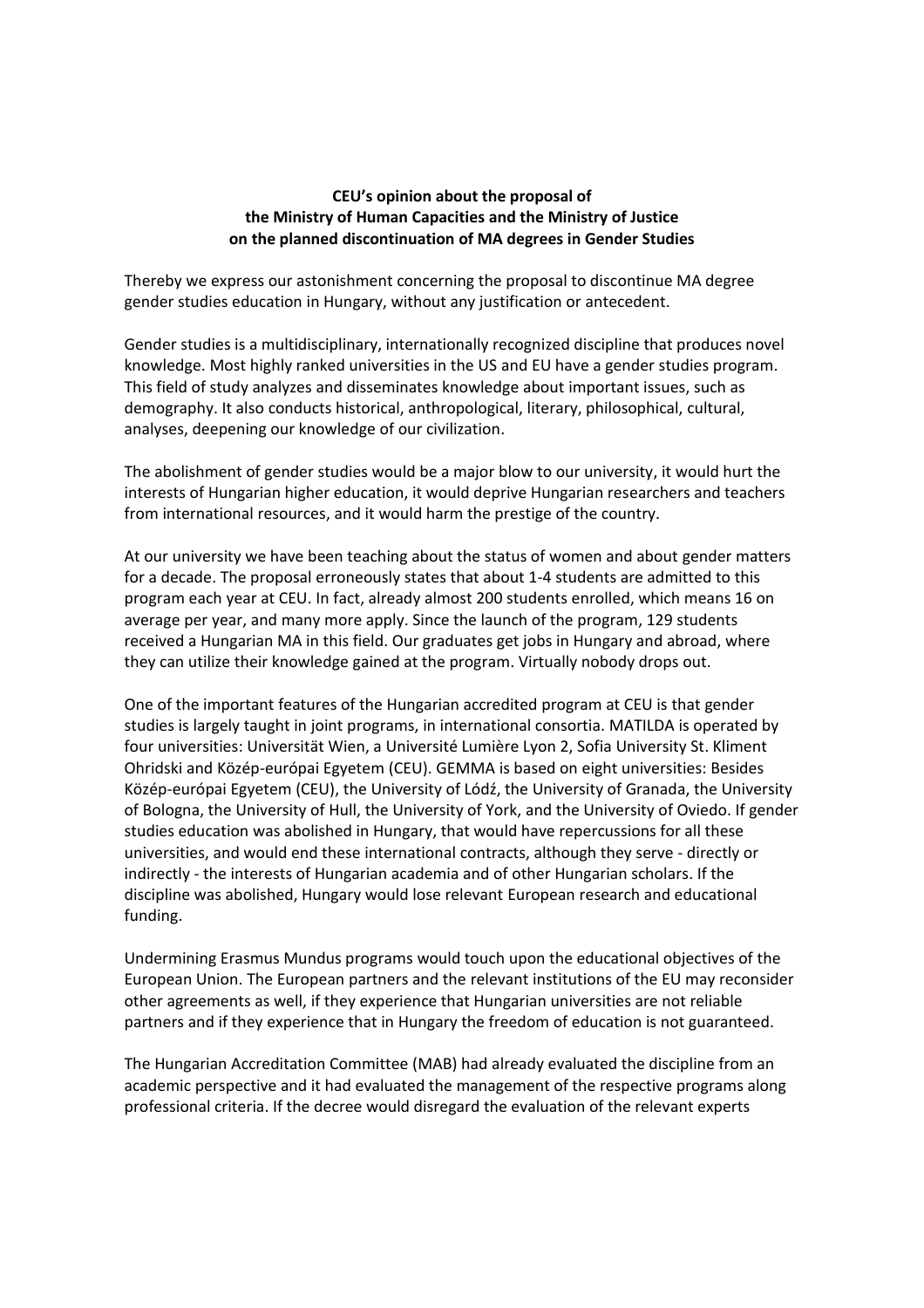**CEU's opinion about the proposal of the Ministry of Human Capacities and the Ministry of Justice on the planned discontinuation of MA degrees in Gender Studies**

Thereby we express our astonishment concerning the proposal to discontinue MA degree gender studies education in Hungary, without any justification or antecedent.

Gender studies is a multidisciplinary, internationally recognized discipline that produces novel knowledge. Most highly ranked universities in the US and EU have a gender studies program. This field of study analyzes and disseminates knowledge about important issues, such as demography. It also conducts historical, anthropological, literary, philosophical, cultural, analyses, deepening our knowledge of our civilization.

The abolishment of gender studies would be a major blow to our university, it would hurt the interests of Hungarian higher education, it would deprive Hungarian researchers and teachers from international resources, and it would harm the prestige of the country.

At our university we have been teaching about the status of women and about gender matters for a decade. The proposal erroneously states that about 1-4 students are admitted to this program each year at CEU. In fact, already almost 200 students enrolled, which means 16 on average per year, and many more apply. Since the launch of the program, 129 students received a Hungarian MA in this field. Our graduates get jobs in Hungary and abroad, where they can utilize their knowledge gained at the program. Virtually nobody drops out.

One of the important features of the Hungarian accredited program at CEU is that gender studies is largely taught in joint programs, in international consortia. MATILDA is operated by four universities: Universität Wien, a Université Lumière Lyon 2, Sofia University St. Kliment Ohridski and Közép-európai Egyetem (CEU). GEMMA is based on eight universities: Besides Közép-európai Egyetem (CEU), the University of Lódź, the University of Granada, the University of Bologna, the University of Hull, the University of York, and the University of Oviedo. If gender studies education was abolished in Hungary, that would have repercussions for all these universities, and would end these international contracts, although they serve - directly or indirectly - the interests of Hungarian academia and of other Hungarian scholars. If the discipline was abolished, Hungary would lose relevant European research and educational funding.

Undermining Erasmus Mundus programs would touch upon the educational objectives of the European Union. The European partners and the relevant institutions of the EU may reconsider other agreements as well, if they experience that Hungarian universities are not reliable partners and if they experience that in Hungary the freedom of education is not guaranteed.

The Hungarian Accreditation Committee (MAB) had already evaluated the discipline from an academic perspective and it had evaluated the management of the respective programs along professional criteria. If the decree would disregard the evaluation of the relevant experts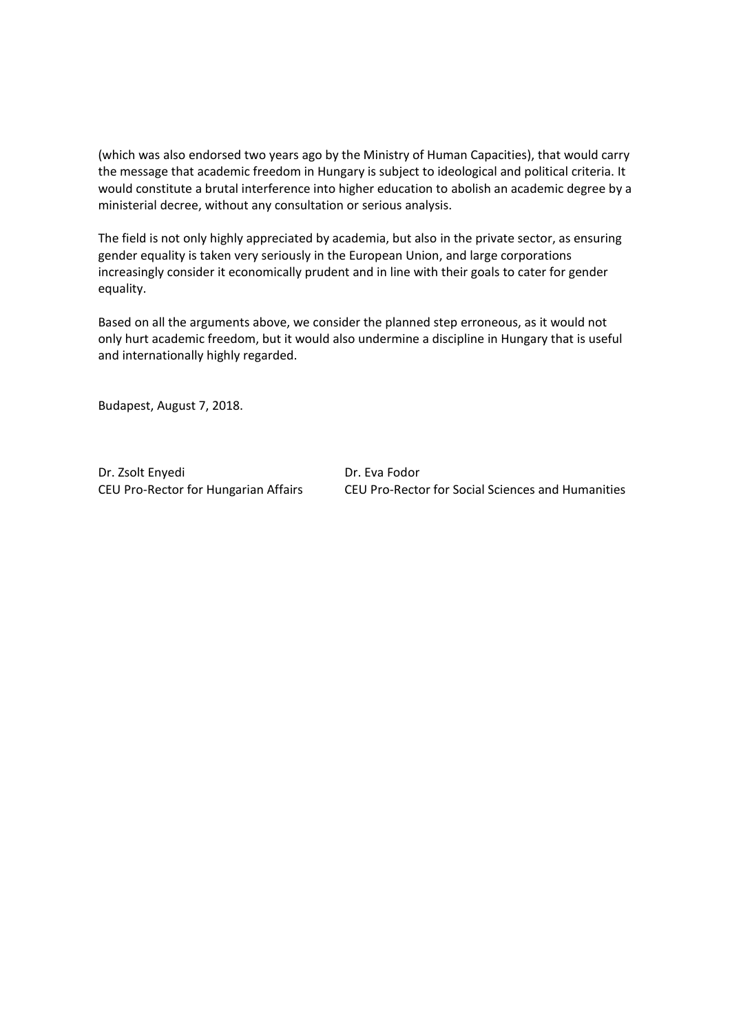(which was also endorsed two years ago by the Ministry of Human Capacities), that would carry the message that academic freedom in Hungary is subject to ideological and political criteria. It would constitute a brutal interference into higher education to abolish an academic degree by a ministerial decree, without any consultation or serious analysis.

The field is not only highly appreciated by academia, but also in the private sector, as ensuring gender equality is taken very seriously in the European Union, and large corporations increasingly consider it economically prudent and in line with their goals to cater for gender equality.

Based on all the arguments above, we consider the planned step erroneous, as it would not only hurt academic freedom, but it would also undermine a discipline in Hungary that is useful and internationally highly regarded.

Budapest, August 7, 2018.

Dr. Zsolt Enyedi
CEU Pro-Rector for Hungarian Affairs

Dr. Eva Fodor
CEU Pro-Rector for Social Sciences and Humanities